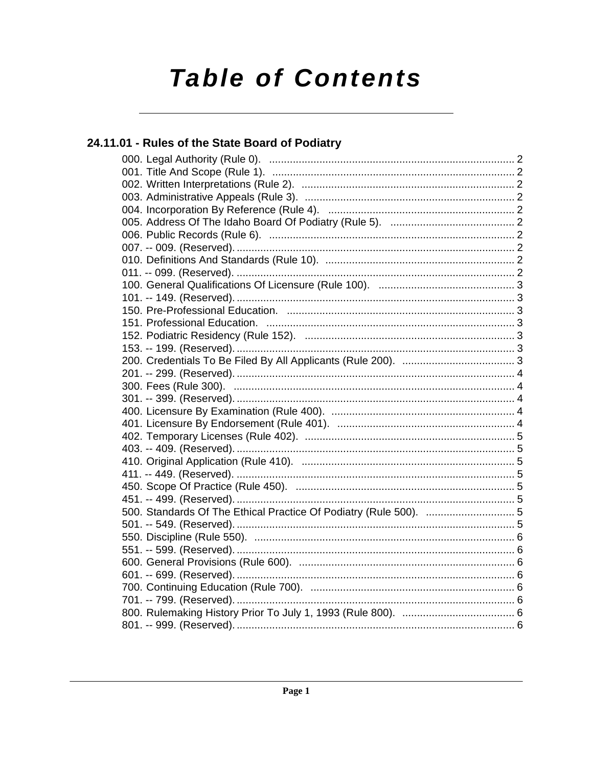# Table of Contents

## 24.11.01 - Rules of the State Board of Podiatry

000. Legal Authority (Rule 0). .................................................................................. 2
001. Title And Scope (Rule 1). .................................................................................. 2
002. Written Interpretations (Rule 2). ........................................................................ 2
003. Administrative Appeals (Rule 3). ....................................................................... 2
004. Incorporation By Reference (Rule 4). ............................................................... 2
005. Address Of The Idaho Board Of Podiatry (Rule 5). .......................................... 2
006. Public Records (Rule 6). ................................................................................... 2
007. -- 009. (Reserved). .............................................................................................. 2
010. Definitions And Standards (Rule 10). ................................................................ 2
011. -- 099. (Reserved). .............................................................................................. 2
100. General Qualifications Of Licensure (Rule 100). ............................................. 3
101. -- 149. (Reserved). .............................................................................................. 3
150. Pre-Professional Education. ............................................................................. 3
151. Professional Education. .................................................................................... 3
152. Podiatric Residency (Rule 152). ....................................................................... 3
153. -- 199. (Reserved). .............................................................................................. 3
200. Credentials To Be Filed By All Applicants (Rule 200). ...................................... 3
201. -- 299. (Reserved). .............................................................................................. 4
300. Fees (Rule 300). ............................................................................................... 4
301. -- 399. (Reserved). .............................................................................................. 4
400. Licensure By Examination (Rule 400). .............................................................. 4
401. Licensure By Endorsement (Rule 401). ............................................................ 4
402. Temporary Licenses (Rule 402). ....................................................................... 5
403. -- 409. (Reserved). .............................................................................................. 5
410. Original Application (Rule 410). ........................................................................ 5
411. -- 449. (Reserved). .............................................................................................. 5
450. Scope Of Practice (Rule 450). .......................................................................... 5
451. -- 499. (Reserved). .............................................................................................. 5
500. Standards Of The Ethical Practice Of Podiatry (Rule 500). .............................. 5
501. -- 549. (Reserved). .............................................................................................. 5
550. Discipline (Rule 550). ........................................................................................ 6
551. -- 599. (Reserved). .............................................................................................. 6
600. General Provisions (Rule 600). ......................................................................... 6
601. -- 699. (Reserved). .............................................................................................. 6
700. Continuing Education (Rule 700). ..................................................................... 6
701. -- 799. (Reserved). .............................................................................................. 6
800. Rulemaking History Prior To July 1, 1993 (Rule 800). ...................................... 6
801. -- 999. (Reserved). .............................................................................................. 6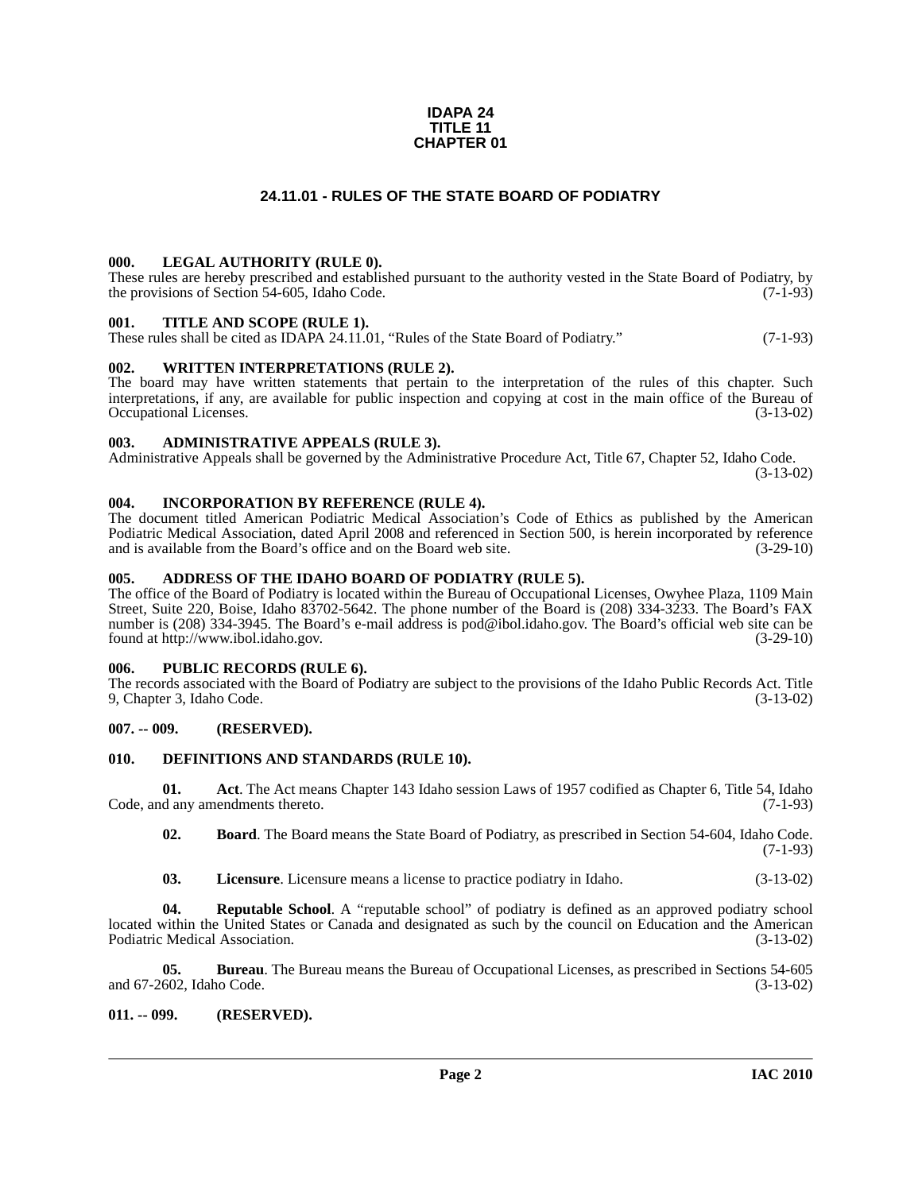**IDAPA 24**
**TITLE 11**
**CHAPTER 01**

## 24.11.01 - RULES OF THE STATE BOARD OF PODIATRY

### 000. LEGAL AUTHORITY (RULE 0).

These rules are hereby prescribed and established pursuant to the authority vested in the State Board of Podiatry, by the provisions of Section 54-605, Idaho Code. (7-1-93)

### 001. TITLE AND SCOPE (RULE 1).

These rules shall be cited as IDAPA 24.11.01, "Rules of the State Board of Podiatry." (7-1-93)

### 002. WRITTEN INTERPRETATIONS (RULE 2).

The board may have written statements that pertain to the interpretation of the rules of this chapter. Such interpretations, if any, are available for public inspection and copying at cost in the main office of the Bureau of Occupational Licenses. (3-13-02)

### 003. ADMINISTRATIVE APPEALS (RULE 3).

Administrative Appeals shall be governed by the Administrative Procedure Act, Title 67, Chapter 52, Idaho Code. (3-13-02)

### 004. INCORPORATION BY REFERENCE (RULE 4).

The document titled American Podiatric Medical Association's Code of Ethics as published by the American Podiatric Medical Association, dated April 2008 and referenced in Section 500, is herein incorporated by reference and is available from the Board's office and on the Board web site. (3-29-10)

### 005. ADDRESS OF THE IDAHO BOARD OF PODIATRY (RULE 5).

The office of the Board of Podiatry is located within the Bureau of Occupational Licenses, Owyhee Plaza, 1109 Main Street, Suite 220, Boise, Idaho 83702-5642. The phone number of the Board is (208) 334-3233. The Board's FAX number is (208) 334-3945. The Board's e-mail address is pod@ibol.idaho.gov. The Board's official web site can be found at http://www.ibol.idaho.gov. (3-29-10)

### 006. PUBLIC RECORDS (RULE 6).

The records associated with the Board of Podiatry are subject to the provisions of the Idaho Public Records Act. Title 9, Chapter 3, Idaho Code. (3-13-02)

### 007. -- 009. (RESERVED).

### 010. DEFINITIONS AND STANDARDS (RULE 10).

**01. Act**. The Act means Chapter 143 Idaho session Laws of 1957 codified as Chapter 6, Title 54, Idaho Code, and any amendments thereto. (7-1-93)

**02. Board**. The Board means the State Board of Podiatry, as prescribed in Section 54-604, Idaho Code. (7-1-93)

**03. Licensure**. Licensure means a license to practice podiatry in Idaho. (3-13-02)

**04. Reputable School**. A "reputable school" of podiatry is defined as an approved podiatry school located within the United States or Canada and designated as such by the council on Education and the American Podiatric Medical Association. (3-13-02)

**05. Bureau**. The Bureau means the Bureau of Occupational Licenses, as prescribed in Sections 54-605 and 67-2602, Idaho Code. (3-13-02)

### 011. -- 099. (RESERVED).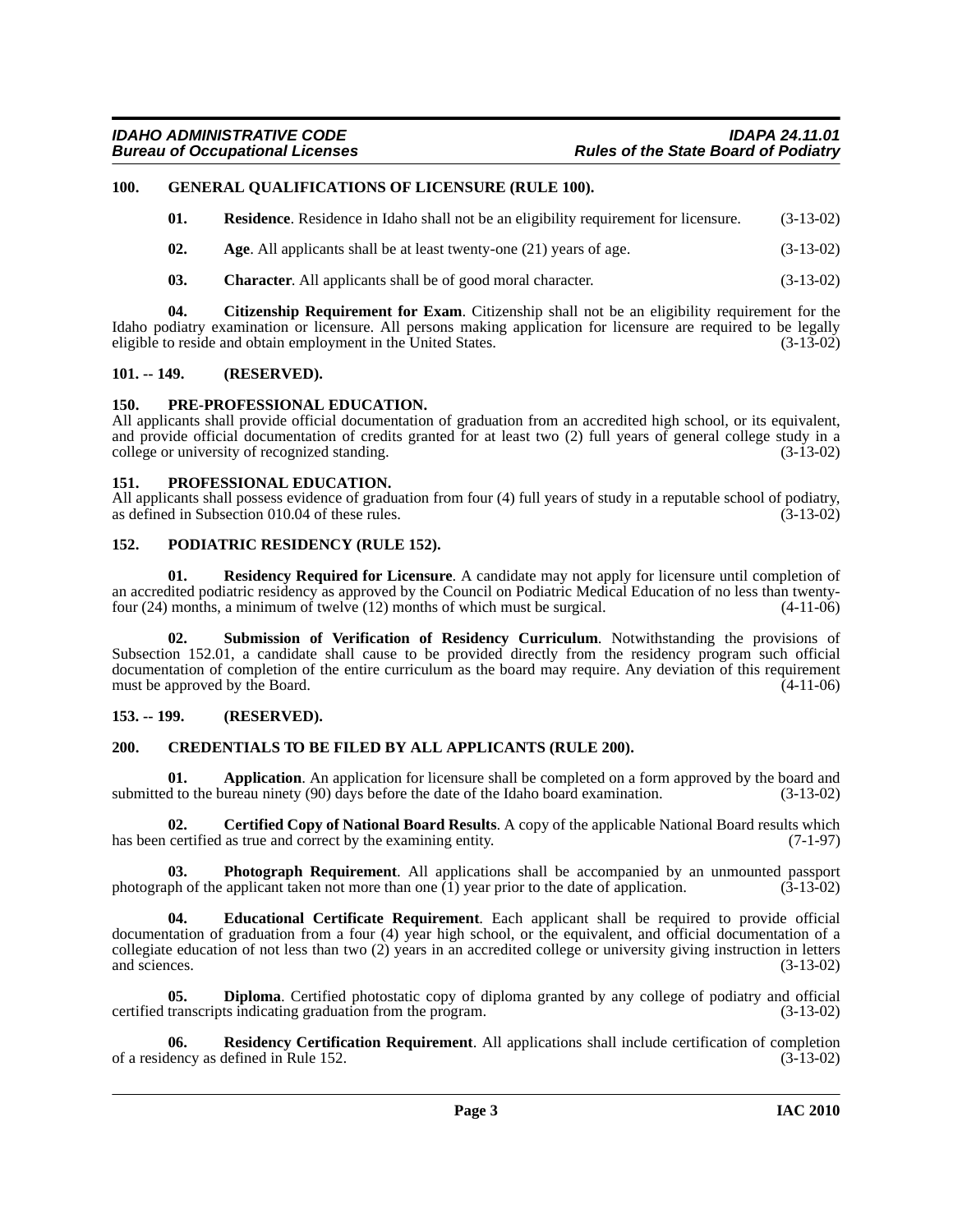## 100. GENERAL QUALIFICATIONS OF LICENSURE (RULE 100).

**01. Residence**. Residence in Idaho shall not be an eligibility requirement for licensure. (3-13-02)

**02. Age**. All applicants shall be at least twenty-one (21) years of age. (3-13-02)

**03. Character**. All applicants shall be of good moral character. (3-13-02)

**04. Citizenship Requirement for Exam**. Citizenship shall not be an eligibility requirement for the Idaho podiatry examination or licensure. All persons making application for licensure are required to be legally eligible to reside and obtain employment in the United States. (3-13-02)

## 101. -- 149. (RESERVED).

## 150. PRE-PROFESSIONAL EDUCATION.

All applicants shall provide official documentation of graduation from an accredited high school, or its equivalent, and provide official documentation of credits granted for at least two (2) full years of general college study in a college or university of recognized standing. (3-13-02)

## 151. PROFESSIONAL EDUCATION.

All applicants shall possess evidence of graduation from four (4) full years of study in a reputable school of podiatry, as defined in Subsection 010.04 of these rules. (3-13-02)

## 152. PODIATRIC RESIDENCY (RULE 152).

**01. Residency Required for Licensure**. A candidate may not apply for licensure until completion of an accredited podiatric residency as approved by the Council on Podiatric Medical Education of no less than twenty-four (24) months, a minimum of twelve (12) months of which must be surgical. (4-11-06)

**02. Submission of Verification of Residency Curriculum**. Notwithstanding the provisions of Subsection 152.01, a candidate shall cause to be provided directly from the residency program such official documentation of completion of the entire curriculum as the board may require. Any deviation of this requirement must be approved by the Board. (4-11-06)

## 153. -- 199. (RESERVED).

## 200. CREDENTIALS TO BE FILED BY ALL APPLICANTS (RULE 200).

**01. Application**. An application for licensure shall be completed on a form approved by the board and submitted to the bureau ninety (90) days before the date of the Idaho board examination. (3-13-02)

**02. Certified Copy of National Board Results**. A copy of the applicable National Board results which has been certified as true and correct by the examining entity. (7-1-97)

**03. Photograph Requirement**. All applications shall be accompanied by an unmounted passport photograph of the applicant taken not more than one (1) year prior to the date of application. (3-13-02)

**04. Educational Certificate Requirement**. Each applicant shall be required to provide official documentation of graduation from a four (4) year high school, or the equivalent, and official documentation of a collegiate education of not less than two (2) years in an accredited college or university giving instruction in letters and sciences. (3-13-02)

**05. Diploma**. Certified photostatic copy of diploma granted by any college of podiatry and official certified transcripts indicating graduation from the program. (3-13-02)

**06. Residency Certification Requirement**. All applications shall include certification of completion of a residency as defined in Rule 152. (3-13-02)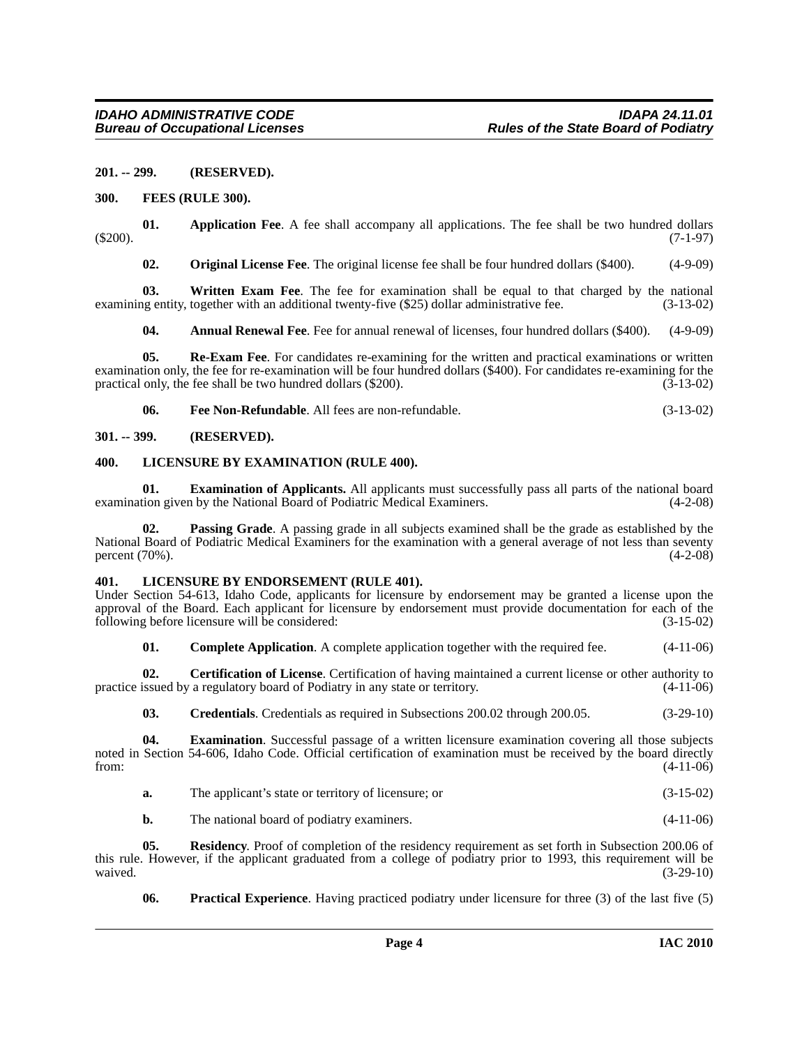**201. -- 299. (RESERVED).**

**300. FEES (RULE 300).**

**01. Application Fee**. A fee shall accompany all applications. The fee shall be two hundred dollars ($200). (7-1-97)

**02. Original License Fee**. The original license fee shall be four hundred dollars ($400). (4-9-09)

**03. Written Exam Fee**. The fee for examination shall be equal to that charged by the national examining entity, together with an additional twenty-five ($25) dollar administrative fee. (3-13-02)

**04. Annual Renewal Fee**. Fee for annual renewal of licenses, four hundred dollars ($400). (4-9-09)

**05. Re-Exam Fee**. For candidates re-examining for the written and practical examinations or written examination only, the fee for re-examination will be four hundred dollars ($400). For candidates re-examining for the practical only, the fee shall be two hundred dollars ($200). (3-13-02)

**06. Fee Non-Refundable**. All fees are non-refundable. (3-13-02)

**301. -- 399. (RESERVED).**

**400. LICENSURE BY EXAMINATION (RULE 400).**

**01. Examination of Applicants.** All applicants must successfully pass all parts of the national board examination given by the National Board of Podiatric Medical Examiners. (4-2-08)

**02. Passing Grade**. A passing grade in all subjects examined shall be the grade as established by the National Board of Podiatric Medical Examiners for the examination with a general average of not less than seventy percent (70%). (4-2-08)

**401. LICENSURE BY ENDORSEMENT (RULE 401).**

Under Section 54-613, Idaho Code, applicants for licensure by endorsement may be granted a license upon the approval of the Board. Each applicant for licensure by endorsement must provide documentation for each of the following before licensure will be considered: (3-15-02)

**01. Complete Application**. A complete application together with the required fee. (4-11-06)

**02. Certification of License**. Certification of having maintained a current license or other authority to practice issued by a regulatory board of Podiatry in any state or territory. (4-11-06)

**03. Credentials**. Credentials as required in Subsections 200.02 through 200.05. (3-29-10)

**04. Examination**. Successful passage of a written licensure examination covering all those subjects noted in Section 54-606, Idaho Code. Official certification of examination must be received by the board directly from: (4-11-06)

**a.** The applicant's state or territory of licensure; or (3-15-02)

**b.** The national board of podiatry examiners. (4-11-06)

**05. Residency**. Proof of completion of the residency requirement as set forth in Subsection 200.06 of this rule. However, if the applicant graduated from a college of podiatry prior to 1993, this requirement will be waived. (3-29-10)

**06. Practical Experience**. Having practiced podiatry under licensure for three (3) of the last five (5)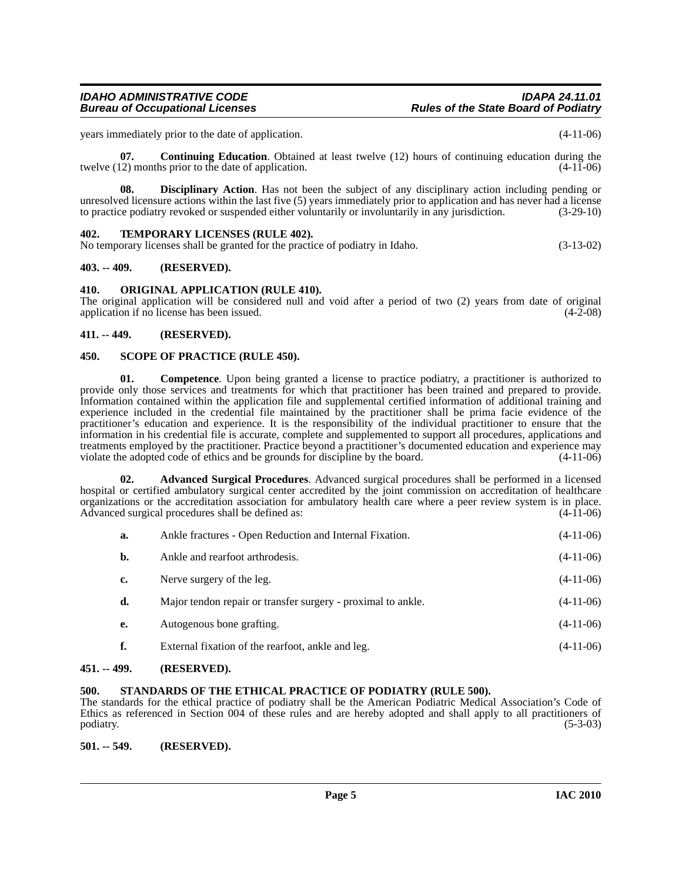years immediately prior to the date of application. (4-11-06)

**07. Continuing Education**. Obtained at least twelve (12) hours of continuing education during the twelve (12) months prior to the date of application. (4-11-06)

**08. Disciplinary Action**. Has not been the subject of any disciplinary action including pending or unresolved licensure actions within the last five (5) years immediately prior to application and has never had a license to practice podiatry revoked or suspended either voluntarily or involuntarily in any jurisdiction. (3-29-10)

## 402. TEMPORARY LICENSES (RULE 402).

No temporary licenses shall be granted for the practice of podiatry in Idaho. (3-13-02)

## 403. -- 409. (RESERVED).

## 410. ORIGINAL APPLICATION (RULE 410).

The original application will be considered null and void after a period of two (2) years from date of original application if no license has been issued. (4-2-08)

## 411. -- 449. (RESERVED).

## 450. SCOPE OF PRACTICE (RULE 450).

**01. Competence**. Upon being granted a license to practice podiatry, a practitioner is authorized to provide only those services and treatments for which that practitioner has been trained and prepared to provide. Information contained within the application file and supplemental certified information of additional training and experience included in the credential file maintained by the practitioner shall be prima facie evidence of the practitioner's education and experience. It is the responsibility of the individual practitioner to ensure that the information in his credential file is accurate, complete and supplemented to support all procedures, applications and treatments employed by the practitioner. Practice beyond a practitioner's documented education and experience may violate the adopted code of ethics and be grounds for discipline by the board. (4-11-06)

**02. Advanced Surgical Procedures**. Advanced surgical procedures shall be performed in a licensed hospital or certified ambulatory surgical center accredited by the joint commission on accreditation of healthcare organizations or the accreditation association for ambulatory health care where a peer review system is in place. Advanced surgical procedures shall be defined as: (4-11-06)

**a.** Ankle fractures - Open Reduction and Internal Fixation. (4-11-06)

**b.** Ankle and rearfoot arthrodesis. (4-11-06)

**c.** Nerve surgery of the leg. (4-11-06)

**d.** Major tendon repair or transfer surgery - proximal to ankle. (4-11-06)

**e.** Autogenous bone grafting. (4-11-06)

**f.** External fixation of the rearfoot, ankle and leg. (4-11-06)

## 451. -- 499. (RESERVED).

## 500. STANDARDS OF THE ETHICAL PRACTICE OF PODIATRY (RULE 500).

The standards for the ethical practice of podiatry shall be the American Podiatric Medical Association's Code of Ethics as referenced in Section 004 of these rules and are hereby adopted and shall apply to all practitioners of podiatry. (5-3-03)

## 501. -- 549. (RESERVED).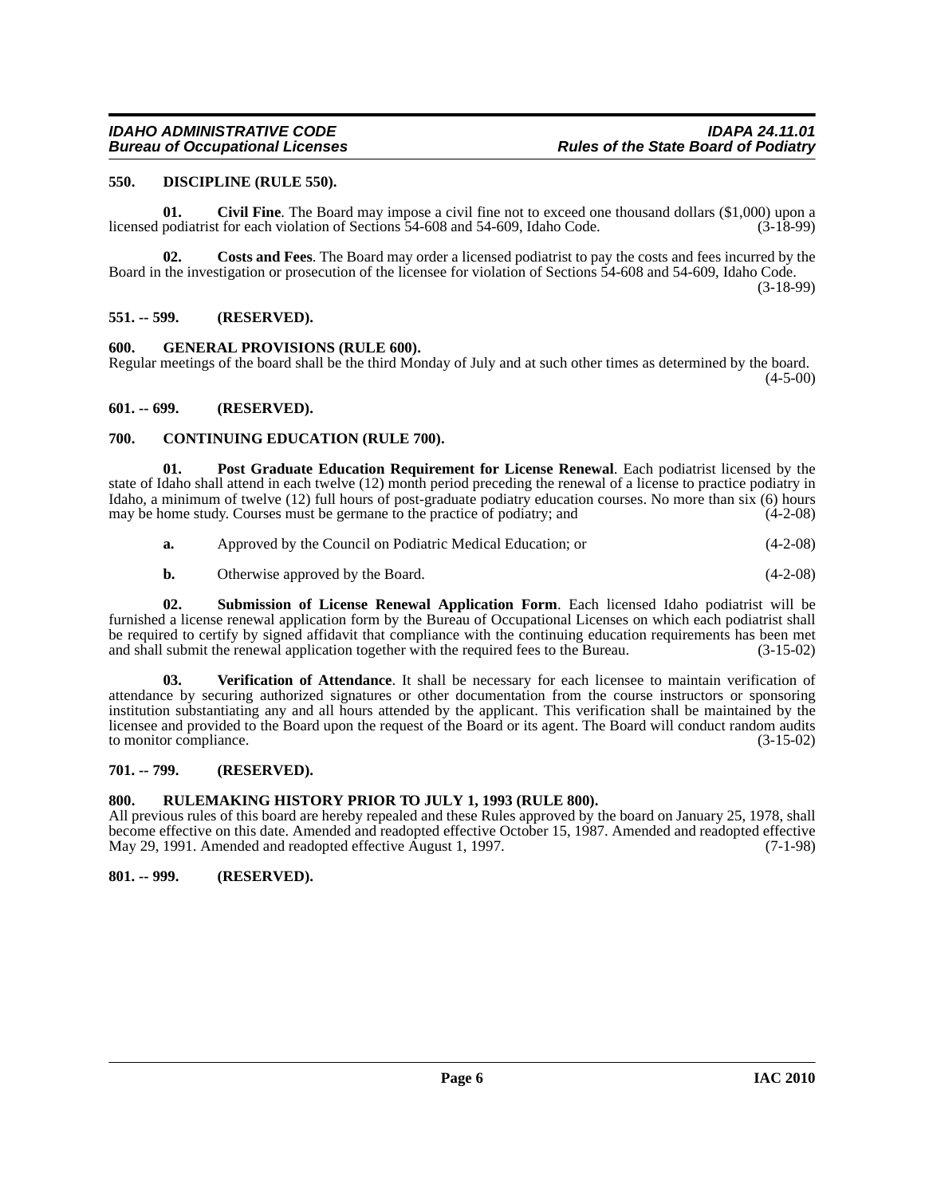### 550. DISCIPLINE (RULE 550).

**01. Civil Fine**. The Board may impose a civil fine not to exceed one thousand dollars ($1,000) upon a licensed podiatrist for each violation of Sections 54-608 and 54-609, Idaho Code. (3-18-99)

**02. Costs and Fees**. The Board may order a licensed podiatrist to pay the costs and fees incurred by the Board in the investigation or prosecution of the licensee for violation of Sections 54-608 and 54-609, Idaho Code. (3-18-99)

### 551. -- 599. (RESERVED).

### 600. GENERAL PROVISIONS (RULE 600).

Regular meetings of the board shall be the third Monday of July and at such other times as determined by the board. (4-5-00)

### 601. -- 699. (RESERVED).

### 700. CONTINUING EDUCATION (RULE 700).

**01. Post Graduate Education Requirement for License Renewal**. Each podiatrist licensed by the state of Idaho shall attend in each twelve (12) month period preceding the renewal of a license to practice podiatry in Idaho, a minimum of twelve (12) full hours of post-graduate podiatry education courses. No more than six (6) hours may be home study. Courses must be germane to the practice of podiatry; and (4-2-08)

**a.** Approved by the Council on Podiatric Medical Education; or (4-2-08)

**b.** Otherwise approved by the Board. (4-2-08)

**02. Submission of License Renewal Application Form**. Each licensed Idaho podiatrist will be furnished a license renewal application form by the Bureau of Occupational Licenses on which each podiatrist shall be required to certify by signed affidavit that compliance with the continuing education requirements has been met and shall submit the renewal application together with the required fees to the Bureau. (3-15-02)

**03. Verification of Attendance**. It shall be necessary for each licensee to maintain verification of attendance by securing authorized signatures or other documentation from the course instructors or sponsoring institution substantiating any and all hours attended by the applicant. This verification shall be maintained by the licensee and provided to the Board upon the request of the Board or its agent. The Board will conduct random audits to monitor compliance. (3-15-02)

### 701. -- 799. (RESERVED).

### 800. RULEMAKING HISTORY PRIOR TO JULY 1, 1993 (RULE 800).

All previous rules of this board are hereby repealed and these Rules approved by the board on January 25, 1978, shall become effective on this date. Amended and readopted effective October 15, 1987. Amended and readopted effective May 29, 1991. Amended and readopted effective August 1, 1997. (7-1-98)

### 801. -- 999. (RESERVED).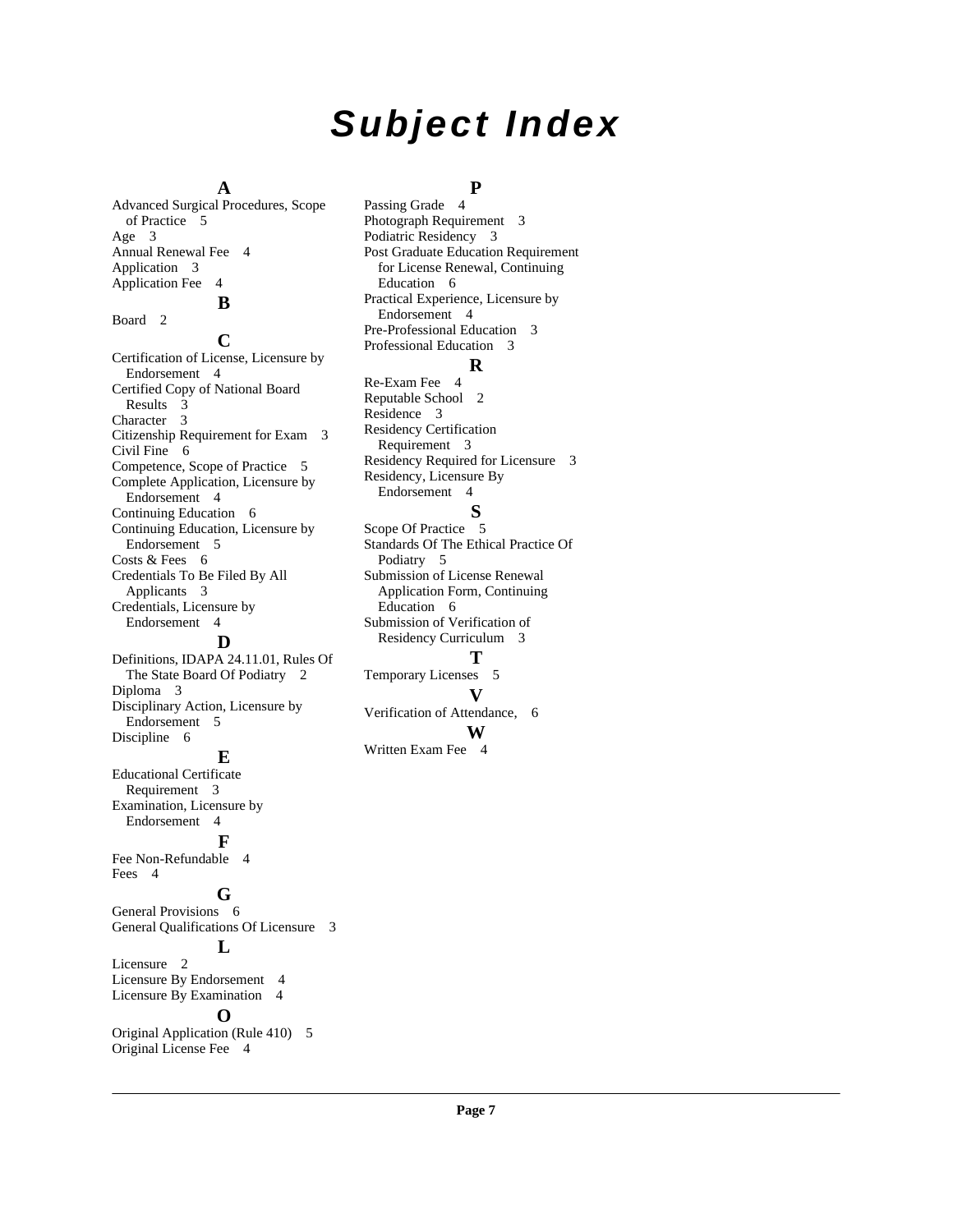# Subject Index

**A**

Advanced Surgical Procedures, Scope of Practice 5
Age 3
Annual Renewal Fee 4
Application 3
Application Fee 4

**B**

Board 2

**C**

Certification of License, Licensure by Endorsement 4
Certified Copy of National Board Results 3
Character 3
Citizenship Requirement for Exam 3
Civil Fine 6
Competence, Scope of Practice 5
Complete Application, Licensure by Endorsement 4
Continuing Education 6
Continuing Education, Licensure by Endorsement 5
Costs & Fees 6
Credentials To Be Filed By All Applicants 3
Credentials, Licensure by Endorsement 4

**D**

Definitions, IDAPA 24.11.01, Rules Of The State Board Of Podiatry 2
Diploma 3
Disciplinary Action, Licensure by Endorsement 5
Discipline 6

**E**

Educational Certificate Requirement 3
Examination, Licensure by Endorsement 4

**F**

Fee Non-Refundable 4
Fees 4

**G**

General Provisions 6
General Qualifications Of Licensure 3

**L**

Licensure 2
Licensure By Endorsement 4
Licensure By Examination 4

**O**

Original Application (Rule 410) 5
Original License Fee 4

**P**

Passing Grade 4
Photograph Requirement 3
Podiatric Residency 3
Post Graduate Education Requirement for License Renewal, Continuing Education 6
Practical Experience, Licensure by Endorsement 4
Pre-Professional Education 3
Professional Education 3

**R**

Re-Exam Fee 4
Reputable School 2
Residence 3
Residency Certification Requirement 3
Residency Required for Licensure 3
Residency, Licensure By Endorsement 4

**S**

Scope Of Practice 5
Standards Of The Ethical Practice Of Podiatry 5
Submission of License Renewal Application Form, Continuing Education 6
Submission of Verification of Residency Curriculum 3

**T**

Temporary Licenses 5

**V**

Verification of Attendance, 6

**W**

Written Exam Fee 4